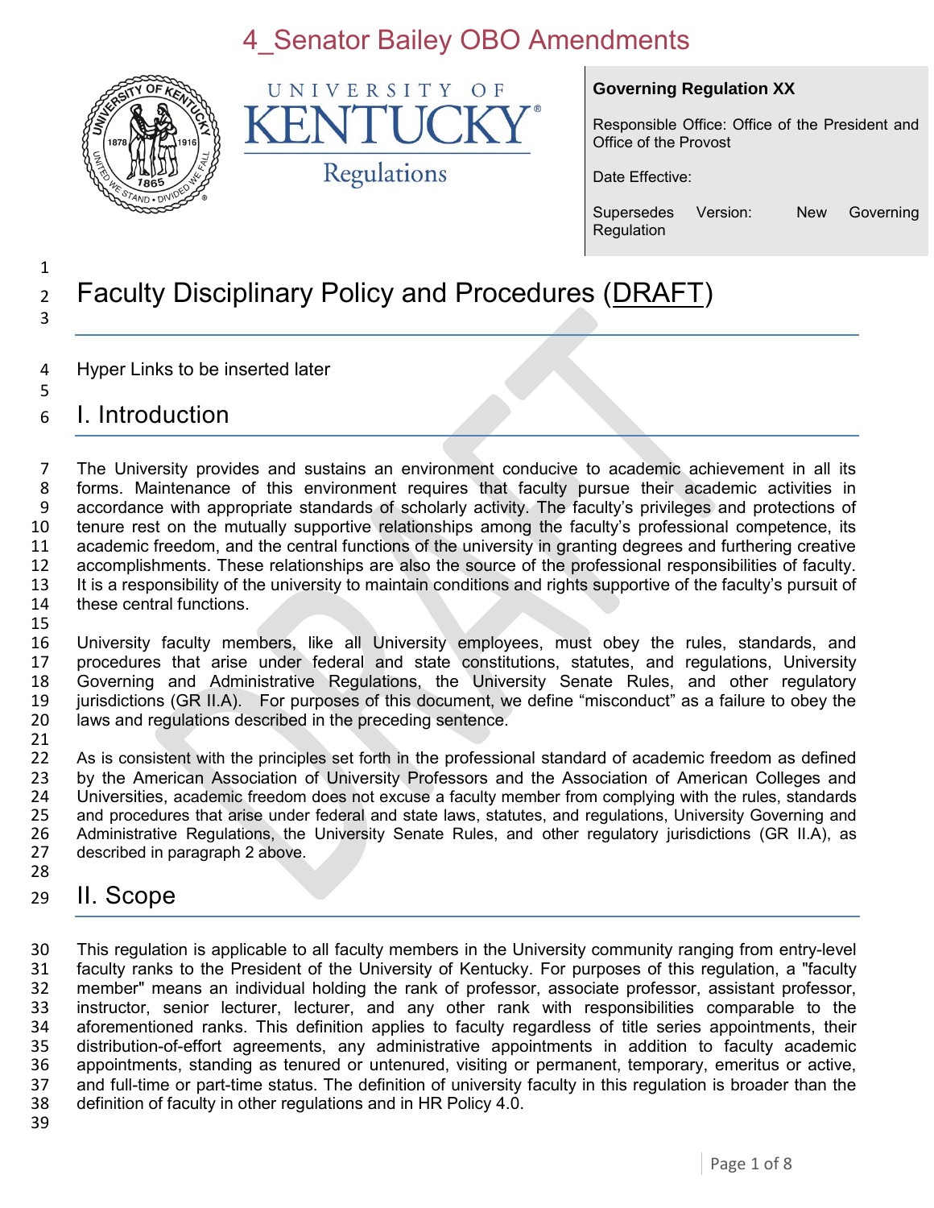4_Senator Bailey OBO Amendments

UNIVERSITY OF KENTUCKY Regulations

**Governing Regulation XX**

Responsible Office: Office of the President and Office of the Provost

Date Effective:

Supersedes Version: New Governing Regulation

# Faculty Disciplinary Policy and Procedures (DRAFT)

Hyper Links to be inserted later

## I. Introduction

The University provides and sustains an environment conducive to academic achievement in all its forms. Maintenance of this environment requires that faculty pursue their academic activities in accordance with appropriate standards of scholarly activity. The faculty's privileges and protections of tenure rest on the mutually supportive relationships among the faculty's professional competence, its academic freedom, and the central functions of the university in granting degrees and furthering creative accomplishments. These relationships are also the source of the professional responsibilities of faculty. It is a responsibility of the university to maintain conditions and rights supportive of the faculty's pursuit of these central functions.

University faculty members, like all University employees, must obey the rules, standards, and procedures that arise under federal and state constitutions, statutes, and regulations, University Governing and Administrative Regulations, the University Senate Rules, and other regulatory jurisdictions (GR II.A). For purposes of this document, we define "misconduct" as a failure to obey the laws and regulations described in the preceding sentence.

As is consistent with the principles set forth in the professional standard of academic freedom as defined by the American Association of University Professors and the Association of American Colleges and Universities, academic freedom does not excuse a faculty member from complying with the rules, standards and procedures that arise under federal and state laws, statutes, and regulations, University Governing and Administrative Regulations, the University Senate Rules, and other regulatory jurisdictions (GR II.A), as described in paragraph 2 above.

## II. Scope

This regulation is applicable to all faculty members in the University community ranging from entry-level faculty ranks to the President of the University of Kentucky. For purposes of this regulation, a "faculty member" means an individual holding the rank of professor, associate professor, assistant professor, instructor, senior lecturer, lecturer, and any other rank with responsibilities comparable to the aforementioned ranks. This definition applies to faculty regardless of title series appointments, their distribution-of-effort agreements, any administrative appointments in addition to faculty academic appointments, standing as tenured or untenured, visiting or permanent, temporary, emeritus or active, and full-time or part-time status. The definition of university faculty in this regulation is broader than the definition of faculty in other regulations and in HR Policy 4.0.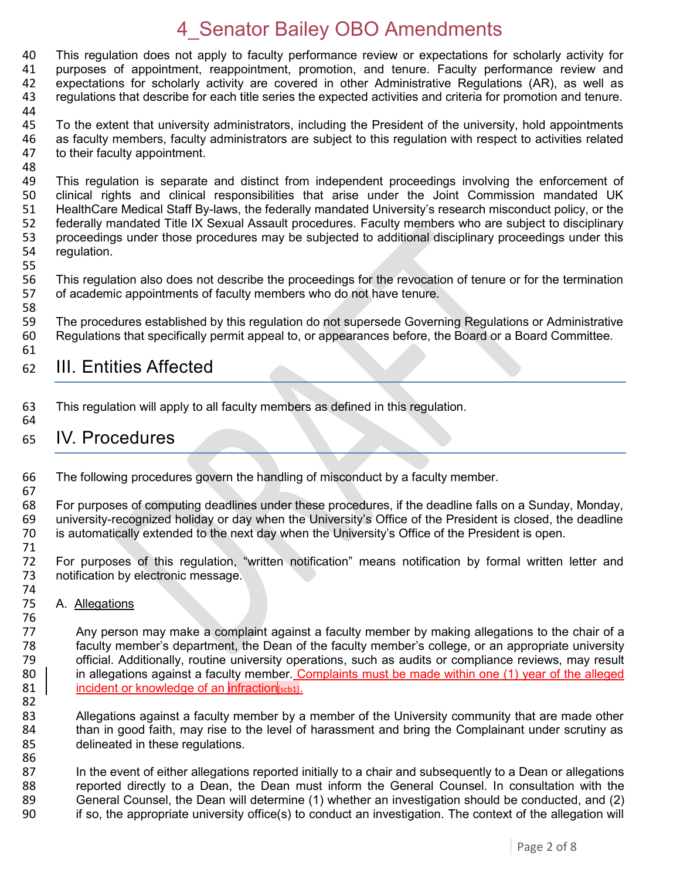This regulation does not apply to faculty performance review or expectations for scholarly activity for purposes of appointment, reappointment, promotion, and tenure. Faculty performance review and expectations for scholarly activity are covered in other Administrative Regulations (AR), as well as regulations that describe for each title series the expected activities and criteria for promotion and tenure.

To the extent that university administrators, including the President of the university, hold appointments as faculty members, faculty administrators are subject to this regulation with respect to activities related to their faculty appointment.

This regulation is separate and distinct from independent proceedings involving the enforcement of clinical rights and clinical responsibilities that arise under the Joint Commission mandated UK HealthCare Medical Staff By-laws, the federally mandated University's research misconduct policy, or the federally mandated Title IX Sexual Assault procedures. Faculty members who are subject to disciplinary proceedings under those procedures may be subjected to additional disciplinary proceedings under this regulation.

This regulation also does not describe the proceedings for the revocation of tenure or for the termination of academic appointments of faculty members who do not have tenure.

The procedures established by this regulation do not supersede Governing Regulations or Administrative Regulations that specifically permit appeal to, or appearances before, the Board or a Board Committee.

## III. Entities Affected

This regulation will apply to all faculty members as defined in this regulation.

## IV. Procedures

The following procedures govern the handling of misconduct by a faculty member.

For purposes of computing deadlines under these procedures, if the deadline falls on a Sunday, Monday, university-recognized holiday or day when the University's Office of the President is closed, the deadline is automatically extended to the next day when the University's Office of the President is open.

For purposes of this regulation, "written notification" means notification by formal written letter and notification by electronic message.

A. Allegations

Any person may make a complaint against a faculty member by making allegations to the chair of a faculty member's department, the Dean of the faculty member's college, or an appropriate university official. Additionally, routine university operations, such as audits or compliance reviews, may result in allegations against a faculty member. Complaints must be made within one (1) year of the alleged incident or knowledge of an infraction[scb1].

Allegations against a faculty member by a member of the University community that are made other than in good faith, may rise to the level of harassment and bring the Complainant under scrutiny as delineated in these regulations.

In the event of either allegations reported initially to a chair and subsequently to a Dean or allegations reported directly to a Dean, the Dean must inform the General Counsel. In consultation with the General Counsel, the Dean will determine (1) whether an investigation should be conducted, and (2) if so, the appropriate university office(s) to conduct an investigation. The context of the allegation will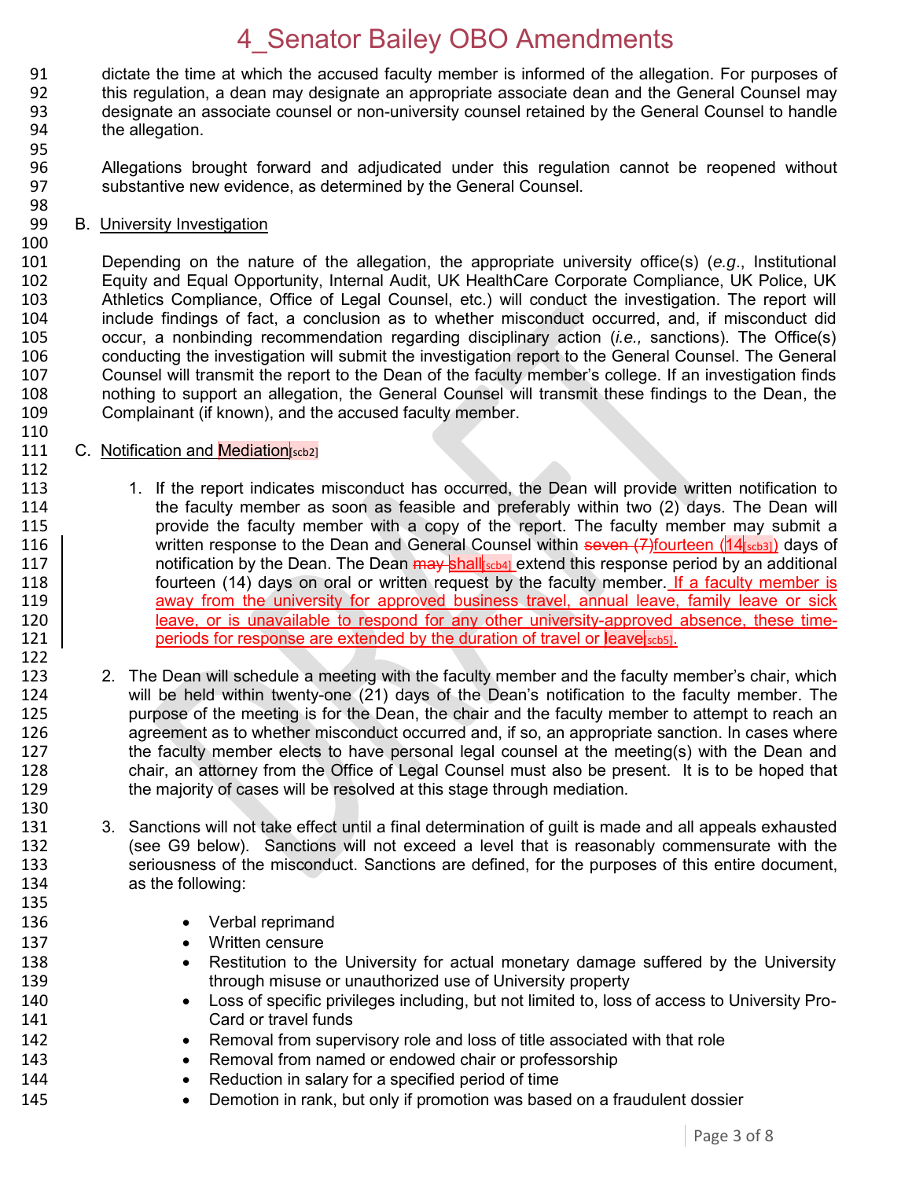dictate the time at which the accused faculty member is informed of the allegation. For purposes of this regulation, a dean may designate an appropriate associate dean and the General Counsel may designate an associate counsel or non-university counsel retained by the General Counsel to handle the allegation.

Allegations brought forward and adjudicated under this regulation cannot be reopened without substantive new evidence, as determined by the General Counsel.

B. University Investigation

Depending on the nature of the allegation, the appropriate university office(s) (*e.g*., Institutional Equity and Equal Opportunity, Internal Audit, UK HealthCare Corporate Compliance, UK Police, UK Athletics Compliance, Office of Legal Counsel, etc.) will conduct the investigation. The report will include findings of fact, a conclusion as to whether misconduct occurred, and, if misconduct did occur, a nonbinding recommendation regarding disciplinary action (*i.e.,* sanctions). The Office(s) conducting the investigation will submit the investigation report to the General Counsel. The General Counsel will transmit the report to the Dean of the faculty member's college. If an investigation finds nothing to support an allegation, the General Counsel will transmit these findings to the Dean, the Complainant (if known), and the accused faculty member.

C. Notification and Mediation[scb2]

1. If the report indicates misconduct has occurred, the Dean will provide written notification to the faculty member as soon as feasible and preferably within two (2) days. The Dean will provide the faculty member with a copy of the report. The faculty member may submit a written response to the Dean and General Counsel within ~~seven (7)~~fourteen (14[scb3]) days of notification by the Dean. The Dean ~~may~~ shall[scb4] extend this response period by an additional fourteen (14) days on oral or written request by the faculty member. If a faculty member is away from the university for approved business travel, annual leave, family leave or sick leave, or is unavailable to respond for any other university-approved absence, these time-periods for response are extended by the duration of travel or leave[scb5].

2. The Dean will schedule a meeting with the faculty member and the faculty member's chair, which will be held within twenty-one (21) days of the Dean's notification to the faculty member. The purpose of the meeting is for the Dean, the chair and the faculty member to attempt to reach an agreement as to whether misconduct occurred and, if so, an appropriate sanction. In cases where the faculty member elects to have personal legal counsel at the meeting(s) with the Dean and chair, an attorney from the Office of Legal Counsel must also be present. It is to be hoped that the majority of cases will be resolved at this stage through mediation.

3. Sanctions will not take effect until a final determination of guilt is made and all appeals exhausted (see G9 below). Sanctions will not exceed a level that is reasonably commensurate with the seriousness of the misconduct. Sanctions are defined, for the purposes of this entire document, as the following:

    - Verbal reprimand
    - Written censure
    - Restitution to the University for actual monetary damage suffered by the University through misuse or unauthorized use of University property
    - Loss of specific privileges including, but not limited to, loss of access to University Pro-Card or travel funds
    - Removal from supervisory role and loss of title associated with that role
    - Removal from named or endowed chair or professorship
    - Reduction in salary for a specified period of time
    - Demotion in rank, but only if promotion was based on a fraudulent dossier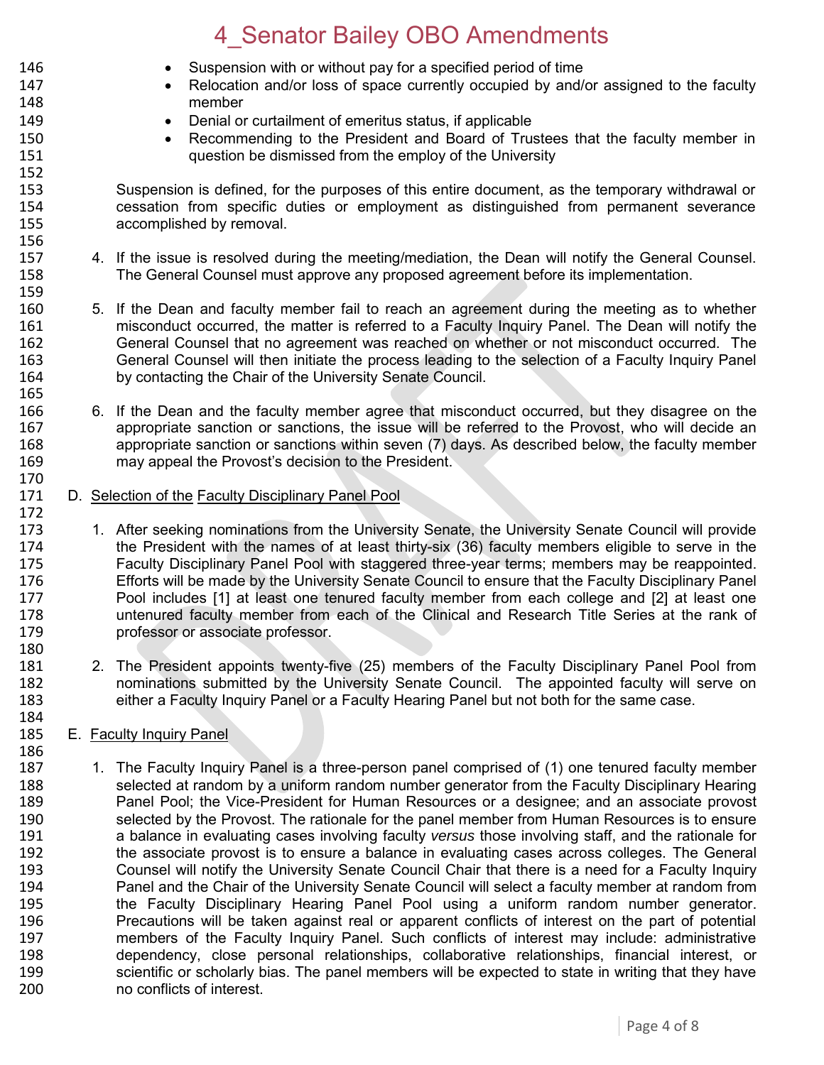- Suspension with or without pay for a specified period of time
- Relocation and/or loss of space currently occupied by and/or assigned to the faculty member
- Denial or curtailment of emeritus status, if applicable
- Recommending to the President and Board of Trustees that the faculty member in question be dismissed from the employ of the University

Suspension is defined, for the purposes of this entire document, as the temporary withdrawal or cessation from specific duties or employment as distinguished from permanent severance accomplished by removal.

4. If the issue is resolved during the meeting/mediation, the Dean will notify the General Counsel. The General Counsel must approve any proposed agreement before its implementation.

5. If the Dean and faculty member fail to reach an agreement during the meeting as to whether misconduct occurred, the matter is referred to a Faculty Inquiry Panel. The Dean will notify the General Counsel that no agreement was reached on whether or not misconduct occurred. The General Counsel will then initiate the process leading to the selection of a Faculty Inquiry Panel by contacting the Chair of the University Senate Council.

6. If the Dean and the faculty member agree that misconduct occurred, but they disagree on the appropriate sanction or sanctions, the issue will be referred to the Provost, who will decide an appropriate sanction or sanctions within seven (7) days. As described below, the faculty member may appeal the Provost's decision to the President.

D. Selection of the Faculty Disciplinary Panel Pool

1. After seeking nominations from the University Senate, the University Senate Council will provide the President with the names of at least thirty-six (36) faculty members eligible to serve in the Faculty Disciplinary Panel Pool with staggered three-year terms; members may be reappointed. Efforts will be made by the University Senate Council to ensure that the Faculty Disciplinary Panel Pool includes [1] at least one tenured faculty member from each college and [2] at least one untenured faculty member from each of the Clinical and Research Title Series at the rank of professor or associate professor.

2. The President appoints twenty-five (25) members of the Faculty Disciplinary Panel Pool from nominations submitted by the University Senate Council. The appointed faculty will serve on either a Faculty Inquiry Panel or a Faculty Hearing Panel but not both for the same case.

E. Faculty Inquiry Panel

1. The Faculty Inquiry Panel is a three-person panel comprised of (1) one tenured faculty member selected at random by a uniform random number generator from the Faculty Disciplinary Hearing Panel Pool; the Vice-President for Human Resources or a designee; and an associate provost selected by the Provost. The rationale for the panel member from Human Resources is to ensure a balance in evaluating cases involving faculty *versus* those involving staff, and the rationale for the associate provost is to ensure a balance in evaluating cases across colleges. The General Counsel will notify the University Senate Council Chair that there is a need for a Faculty Inquiry Panel and the Chair of the University Senate Council will select a faculty member at random from the Faculty Disciplinary Hearing Panel Pool using a uniform random number generator. Precautions will be taken against real or apparent conflicts of interest on the part of potential members of the Faculty Inquiry Panel. Such conflicts of interest may include: administrative dependency, close personal relationships, collaborative relationships, financial interest, or scientific or scholarly bias. The panel members will be expected to state in writing that they have no conflicts of interest.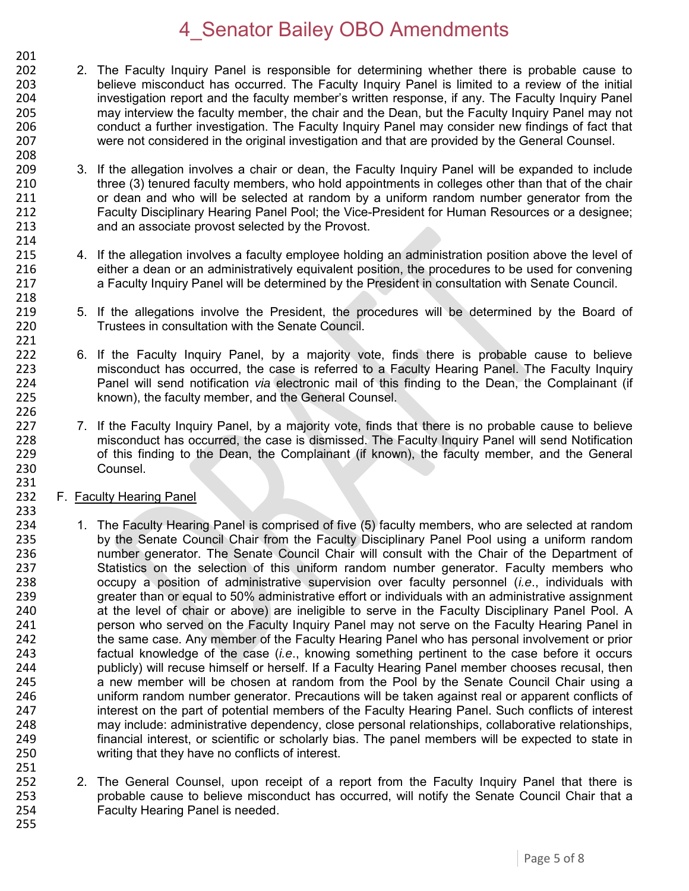2. The Faculty Inquiry Panel is responsible for determining whether there is probable cause to believe misconduct has occurred. The Faculty Inquiry Panel is limited to a review of the initial investigation report and the faculty member's written response, if any. The Faculty Inquiry Panel may interview the faculty member, the chair and the Dean, but the Faculty Inquiry Panel may not conduct a further investigation. The Faculty Inquiry Panel may consider new findings of fact that were not considered in the original investigation and that are provided by the General Counsel.

3. If the allegation involves a chair or dean, the Faculty Inquiry Panel will be expanded to include three (3) tenured faculty members, who hold appointments in colleges other than that of the chair or dean and who will be selected at random by a uniform random number generator from the Faculty Disciplinary Hearing Panel Pool; the Vice-President for Human Resources or a designee; and an associate provost selected by the Provost.

4. If the allegation involves a faculty employee holding an administration position above the level of either a dean or an administratively equivalent position, the procedures to be used for convening a Faculty Inquiry Panel will be determined by the President in consultation with Senate Council.

5. If the allegations involve the President, the procedures will be determined by the Board of Trustees in consultation with the Senate Council.

6. If the Faculty Inquiry Panel, by a majority vote, finds there is probable cause to believe misconduct has occurred, the case is referred to a Faculty Hearing Panel. The Faculty Inquiry Panel will send notification *via* electronic mail of this finding to the Dean, the Complainant (if known), the faculty member, and the General Counsel.

7. If the Faculty Inquiry Panel, by a majority vote, finds that there is no probable cause to believe misconduct has occurred, the case is dismissed. The Faculty Inquiry Panel will send Notification of this finding to the Dean, the Complainant (if known), the faculty member, and the General Counsel.

F. <u>Faculty Hearing Panel</u>

1. The Faculty Hearing Panel is comprised of five (5) faculty members, who are selected at random by the Senate Council Chair from the Faculty Disciplinary Panel Pool using a uniform random number generator. The Senate Council Chair will consult with the Chair of the Department of Statistics on the selection of this uniform random number generator. Faculty members who occupy a position of administrative supervision over faculty personnel (*i.e.*, individuals with greater than or equal to 50% administrative effort or individuals with an administrative assignment at the level of chair or above) are ineligible to serve in the Faculty Disciplinary Panel Pool. A person who served on the Faculty Inquiry Panel may not serve on the Faculty Hearing Panel in the same case. Any member of the Faculty Hearing Panel who has personal involvement or prior factual knowledge of the case (*i.e.*, knowing something pertinent to the case before it occurs publicly) will recuse himself or herself. If a Faculty Hearing Panel member chooses recusal, then a new member will be chosen at random from the Pool by the Senate Council Chair using a uniform random number generator. Precautions will be taken against real or apparent conflicts of interest on the part of potential members of the Faculty Hearing Panel. Such conflicts of interest may include: administrative dependency, close personal relationships, collaborative relationships, financial interest, or scientific or scholarly bias. The panel members will be expected to state in writing that they have no conflicts of interest.

2. The General Counsel, upon receipt of a report from the Faculty Inquiry Panel that there is probable cause to believe misconduct has occurred, will notify the Senate Council Chair that a Faculty Hearing Panel is needed.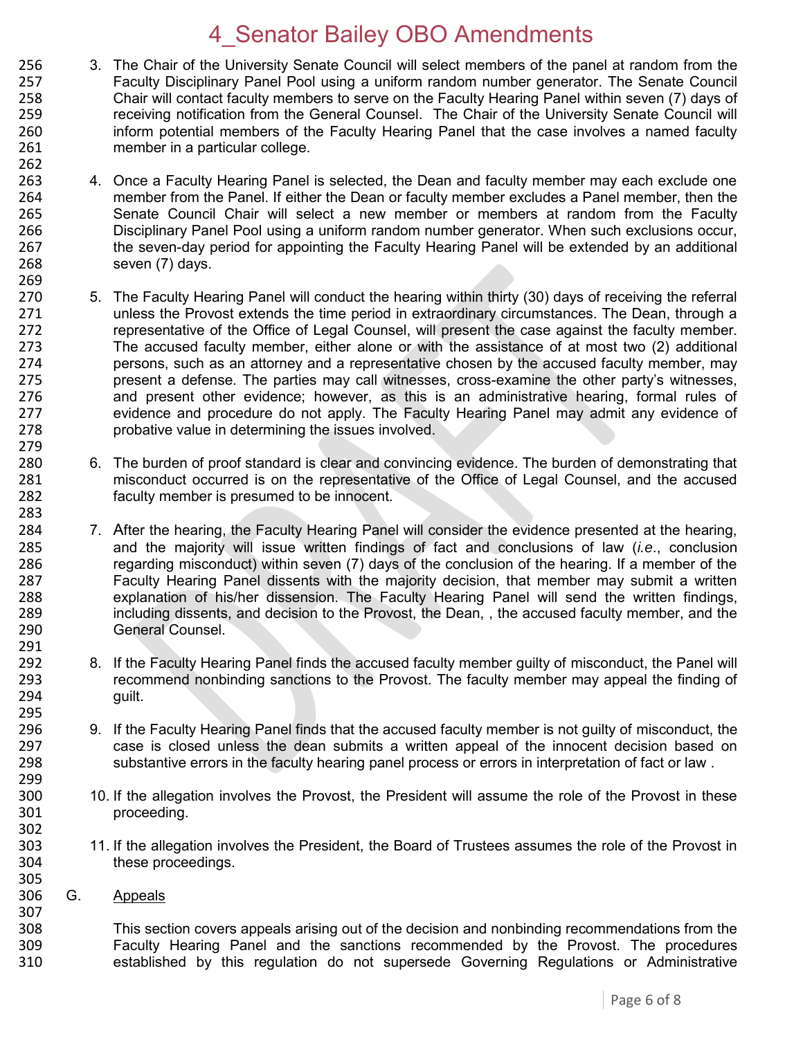3. The Chair of the University Senate Council will select members of the panel at random from the Faculty Disciplinary Panel Pool using a uniform random number generator. The Senate Council Chair will contact faculty members to serve on the Faculty Hearing Panel within seven (7) days of receiving notification from the General Counsel. The Chair of the University Senate Council will inform potential members of the Faculty Hearing Panel that the case involves a named faculty member in a particular college.

4. Once a Faculty Hearing Panel is selected, the Dean and faculty member may each exclude one member from the Panel. If either the Dean or faculty member excludes a Panel member, then the Senate Council Chair will select a new member or members at random from the Faculty Disciplinary Panel Pool using a uniform random number generator. When such exclusions occur, the seven-day period for appointing the Faculty Hearing Panel will be extended by an additional seven (7) days.

5. The Faculty Hearing Panel will conduct the hearing within thirty (30) days of receiving the referral unless the Provost extends the time period in extraordinary circumstances. The Dean, through a representative of the Office of Legal Counsel, will present the case against the faculty member. The accused faculty member, either alone or with the assistance of at most two (2) additional persons, such as an attorney and a representative chosen by the accused faculty member, may present a defense. The parties may call witnesses, cross-examine the other party's witnesses, and present other evidence; however, as this is an administrative hearing, formal rules of evidence and procedure do not apply. The Faculty Hearing Panel may admit any evidence of probative value in determining the issues involved.

6. The burden of proof standard is clear and convincing evidence. The burden of demonstrating that misconduct occurred is on the representative of the Office of Legal Counsel, and the accused faculty member is presumed to be innocent.

7. After the hearing, the Faculty Hearing Panel will consider the evidence presented at the hearing, and the majority will issue written findings of fact and conclusions of law (*i.e.*, conclusion regarding misconduct) within seven (7) days of the conclusion of the hearing. If a member of the Faculty Hearing Panel dissents with the majority decision, that member may submit a written explanation of his/her dissension. The Faculty Hearing Panel will send the written findings, including dissents, and decision to the Provost, the Dean, , the accused faculty member, and the General Counsel.

8. If the Faculty Hearing Panel finds the accused faculty member guilty of misconduct, the Panel will recommend nonbinding sanctions to the Provost. The faculty member may appeal the finding of guilt.

9. If the Faculty Hearing Panel finds that the accused faculty member is not guilty of misconduct, the case is closed unless the dean submits a written appeal of the innocent decision based on substantive errors in the faculty hearing panel process or errors in interpretation of fact or law .

10. If the allegation involves the Provost, the President will assume the role of the Provost in these proceeding.

11. If the allegation involves the President, the Board of Trustees assumes the role of the Provost in these proceedings.

G. Appeals

This section covers appeals arising out of the decision and nonbinding recommendations from the Faculty Hearing Panel and the sanctions recommended by the Provost. The procedures established by this regulation do not supersede Governing Regulations or Administrative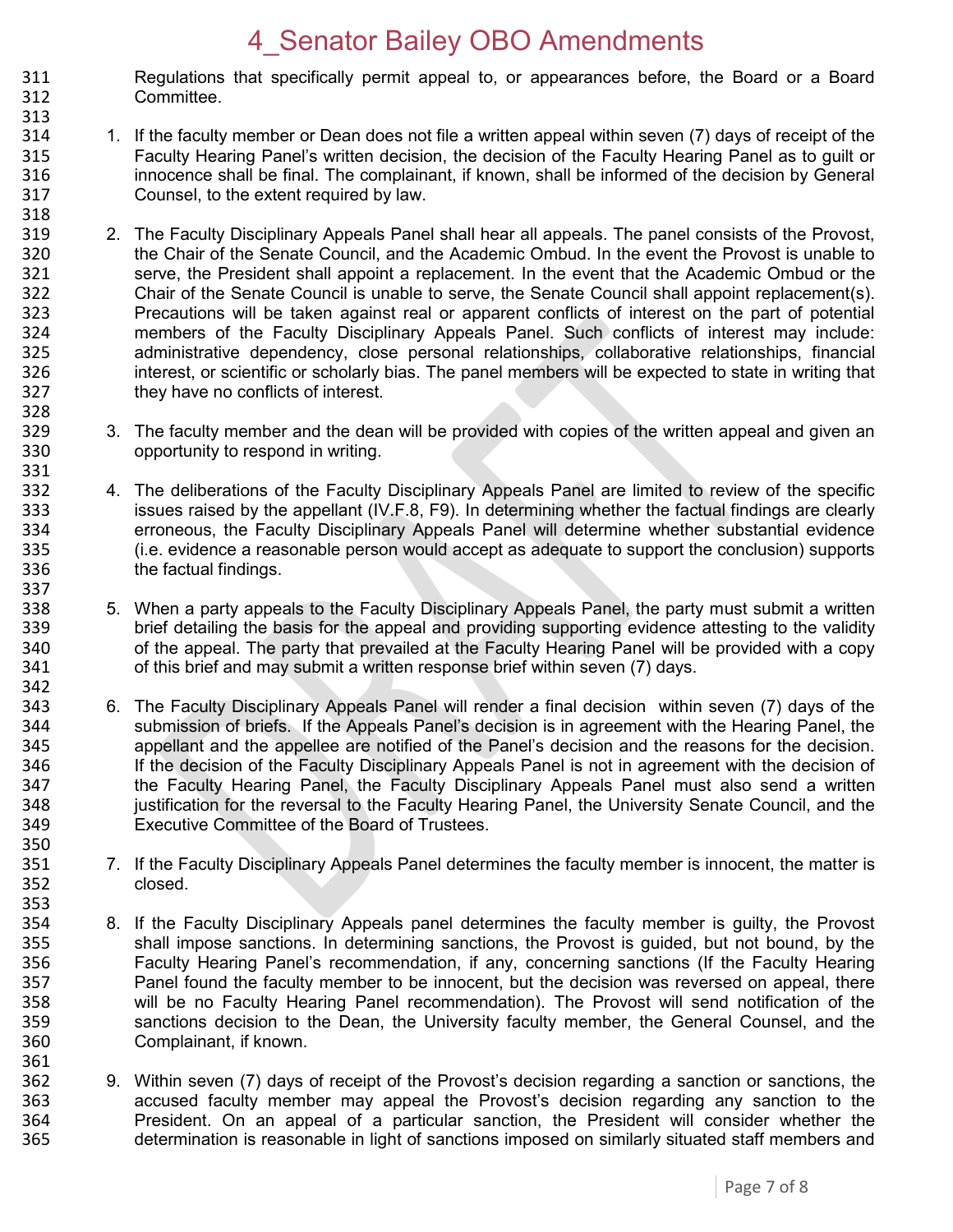Regulations that specifically permit appeal to, or appearances before, the Board or a Board Committee.

1. If the faculty member or Dean does not file a written appeal within seven (7) days of receipt of the Faculty Hearing Panel's written decision, the decision of the Faculty Hearing Panel as to guilt or innocence shall be final. The complainant, if known, shall be informed of the decision by General Counsel, to the extent required by law.

2. The Faculty Disciplinary Appeals Panel shall hear all appeals. The panel consists of the Provost, the Chair of the Senate Council, and the Academic Ombud. In the event the Provost is unable to serve, the President shall appoint a replacement. In the event that the Academic Ombud or the Chair of the Senate Council is unable to serve, the Senate Council shall appoint replacement(s). Precautions will be taken against real or apparent conflicts of interest on the part of potential members of the Faculty Disciplinary Appeals Panel. Such conflicts of interest may include: administrative dependency, close personal relationships, collaborative relationships, financial interest, or scientific or scholarly bias. The panel members will be expected to state in writing that they have no conflicts of interest.

3. The faculty member and the dean will be provided with copies of the written appeal and given an opportunity to respond in writing.

4. The deliberations of the Faculty Disciplinary Appeals Panel are limited to review of the specific issues raised by the appellant (IV.F.8, F9). In determining whether the factual findings are clearly erroneous, the Faculty Disciplinary Appeals Panel will determine whether substantial evidence (i.e. evidence a reasonable person would accept as adequate to support the conclusion) supports the factual findings.

5. When a party appeals to the Faculty Disciplinary Appeals Panel, the party must submit a written brief detailing the basis for the appeal and providing supporting evidence attesting to the validity of the appeal. The party that prevailed at the Faculty Hearing Panel will be provided with a copy of this brief and may submit a written response brief within seven (7) days.

6. The Faculty Disciplinary Appeals Panel will render a final decision within seven (7) days of the submission of briefs. If the Appeals Panel's decision is in agreement with the Hearing Panel, the appellant and the appellee are notified of the Panel's decision and the reasons for the decision. If the decision of the Faculty Disciplinary Appeals Panel is not in agreement with the decision of the Faculty Hearing Panel, the Faculty Disciplinary Appeals Panel must also send a written justification for the reversal to the Faculty Hearing Panel, the University Senate Council, and the Executive Committee of the Board of Trustees.

7. If the Faculty Disciplinary Appeals Panel determines the faculty member is innocent, the matter is closed.

8. If the Faculty Disciplinary Appeals panel determines the faculty member is guilty, the Provost shall impose sanctions. In determining sanctions, the Provost is guided, but not bound, by the Faculty Hearing Panel's recommendation, if any, concerning sanctions (If the Faculty Hearing Panel found the faculty member to be innocent, but the decision was reversed on appeal, there will be no Faculty Hearing Panel recommendation). The Provost will send notification of the sanctions decision to the Dean, the University faculty member, the General Counsel, and the Complainant, if known.

9. Within seven (7) days of receipt of the Provost's decision regarding a sanction or sanctions, the accused faculty member may appeal the Provost's decision regarding any sanction to the President. On an appeal of a particular sanction, the President will consider whether the determination is reasonable in light of sanctions imposed on similarly situated staff members and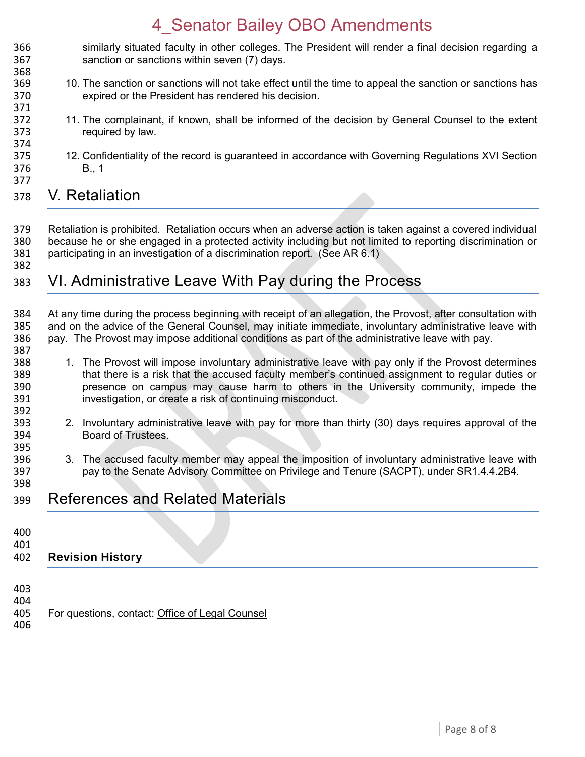similarly situated faculty in other colleges. The President will render a final decision regarding a sanction or sanctions within seven (7) days.

10. The sanction or sanctions will not take effect until the time to appeal the sanction or sanctions has expired or the President has rendered his decision.

11. The complainant, if known, shall be informed of the decision by General Counsel to the extent required by law.

12. Confidentiality of the record is guaranteed in accordance with Governing Regulations XVI Section B., 1

# V. Retaliation

Retaliation is prohibited. Retaliation occurs when an adverse action is taken against a covered individual because he or she engaged in a protected activity including but not limited to reporting discrimination or participating in an investigation of a discrimination report. (See AR 6.1)

# VI. Administrative Leave With Pay during the Process

At any time during the process beginning with receipt of an allegation, the Provost, after consultation with and on the advice of the General Counsel, may initiate immediate, involuntary administrative leave with pay. The Provost may impose additional conditions as part of the administrative leave with pay.

1. The Provost will impose involuntary administrative leave with pay only if the Provost determines that there is a risk that the accused faculty member's continued assignment to regular duties or presence on campus may cause harm to others in the University community, impede the investigation, or create a risk of continuing misconduct.

2. Involuntary administrative leave with pay for more than thirty (30) days requires approval of the Board of Trustees.

3. The accused faculty member may appeal the imposition of involuntary administrative leave with pay to the Senate Advisory Committee on Privilege and Tenure (SACPT), under SR1.4.4.2B4.

# References and Related Materials

**Revision History**

For questions, contact: Office of Legal Counsel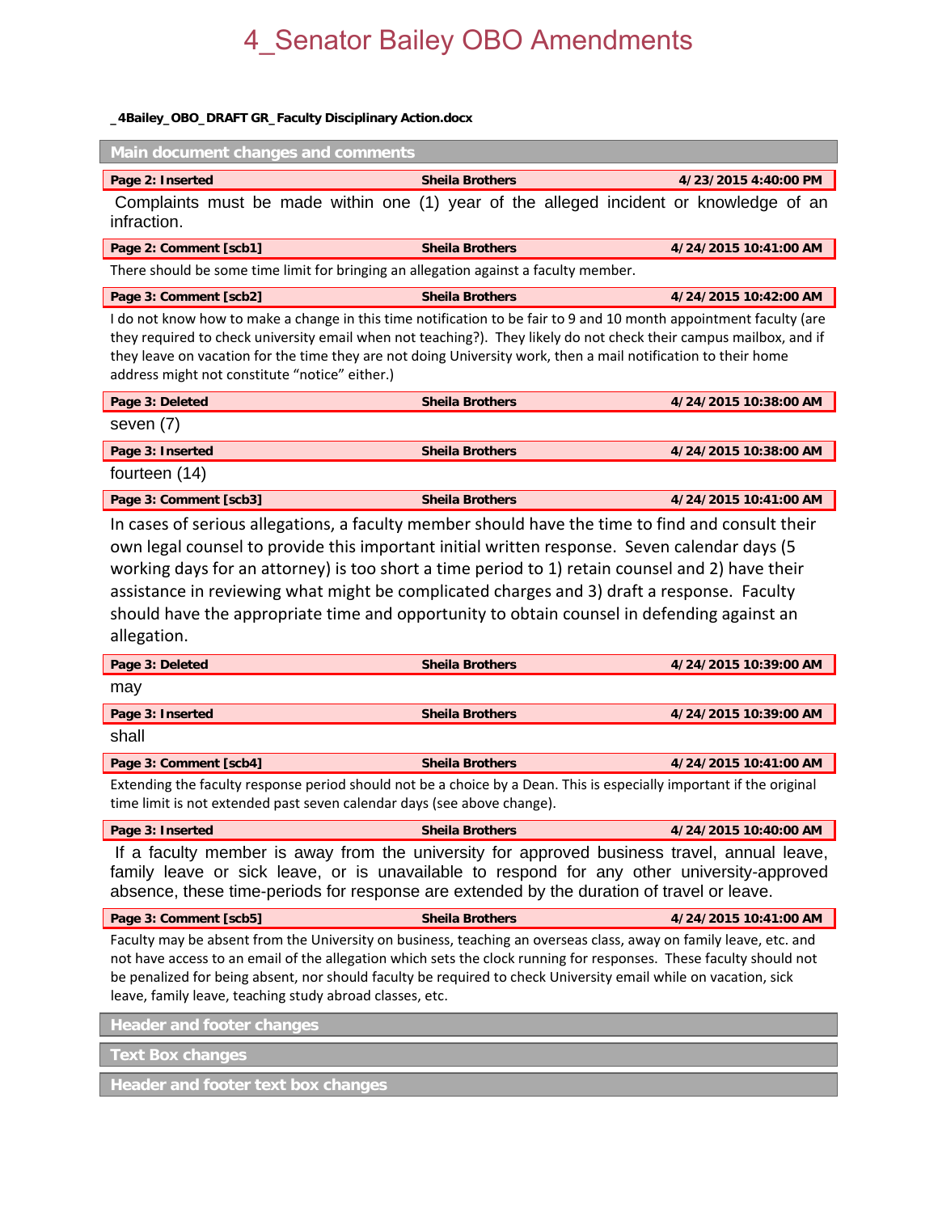# 4_Senator Bailey OBO Amendments

**_4Bailey_OBO_DRAFT GR_Faculty Disciplinary Action.docx**

## Main document changes and comments

| Page 2: Inserted | Sheila Brothers | 4/23/2015 4:40:00 PM |
|---|---|---|

Complaints must be made within one (1) year of the alleged incident or knowledge of an infraction.

| Page 2: Comment [scb1] | Sheila Brothers | 4/24/2015 10:41:00 AM |
|---|---|---|

There should be some time limit for bringing an allegation against a faculty member.

| Page 3: Comment [scb2] | Sheila Brothers | 4/24/2015 10:42:00 AM |
|---|---|---|

I do not know how to make a change in this time notification to be fair to 9 and 10 month appointment faculty (are they required to check university email when not teaching?). They likely do not check their campus mailbox, and if they leave on vacation for the time they are not doing University work, then a mail notification to their home address might not constitute "notice" either.)

| Page 3: Deleted | Sheila Brothers | 4/24/2015 10:38:00 AM |
|---|---|---|

seven (7)

| Page 3: Inserted | Sheila Brothers | 4/24/2015 10:38:00 AM |
|---|---|---|

fourteen (14)

| Page 3: Comment [scb3] | Sheila Brothers | 4/24/2015 10:41:00 AM |
|---|---|---|

In cases of serious allegations, a faculty member should have the time to find and consult their own legal counsel to provide this important initial written response. Seven calendar days (5 working days for an attorney) is too short a time period to 1) retain counsel and 2) have their assistance in reviewing what might be complicated charges and 3) draft a response. Faculty should have the appropriate time and opportunity to obtain counsel in defending against an allegation.

| Page 3: Deleted | Sheila Brothers | 4/24/2015 10:39:00 AM |
|---|---|---|

may

| Page 3: Inserted | Sheila Brothers | 4/24/2015 10:39:00 AM |
|---|---|---|

shall

| Page 3: Comment [scb4] | Sheila Brothers | 4/24/2015 10:41:00 AM |
|---|---|---|

Extending the faculty response period should not be a choice by a Dean. This is especially important if the original time limit is not extended past seven calendar days (see above change).

| Page 3: Inserted | Sheila Brothers | 4/24/2015 10:40:00 AM |
|---|---|---|

If a faculty member is away from the university for approved business travel, annual leave, family leave or sick leave, or is unavailable to respond for any other university-approved absence, these time-periods for response are extended by the duration of travel or leave.

| Page 3: Comment [scb5] | Sheila Brothers | 4/24/2015 10:41:00 AM |
|---|---|---|

Faculty may be absent from the University on business, teaching an overseas class, away on family leave, etc. and not have access to an email of the allegation which sets the clock running for responses. These faculty should not be penalized for being absent, nor should faculty be required to check University email while on vacation, sick leave, family leave, teaching study abroad classes, etc.

## Header and footer changes

## Text Box changes

## Header and footer text box changes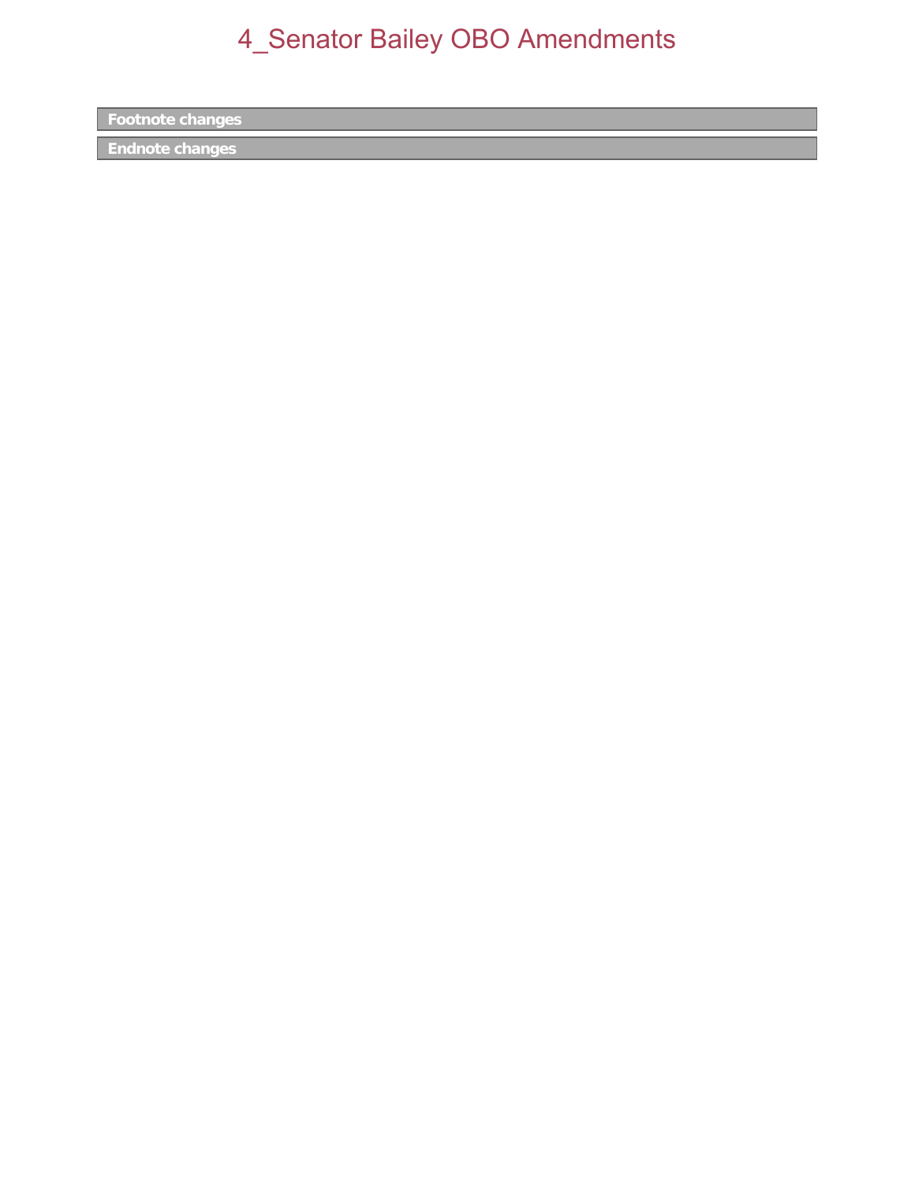# 4_Senator Bailey OBO Amendments

**Footnote changes**

**Endnote changes**